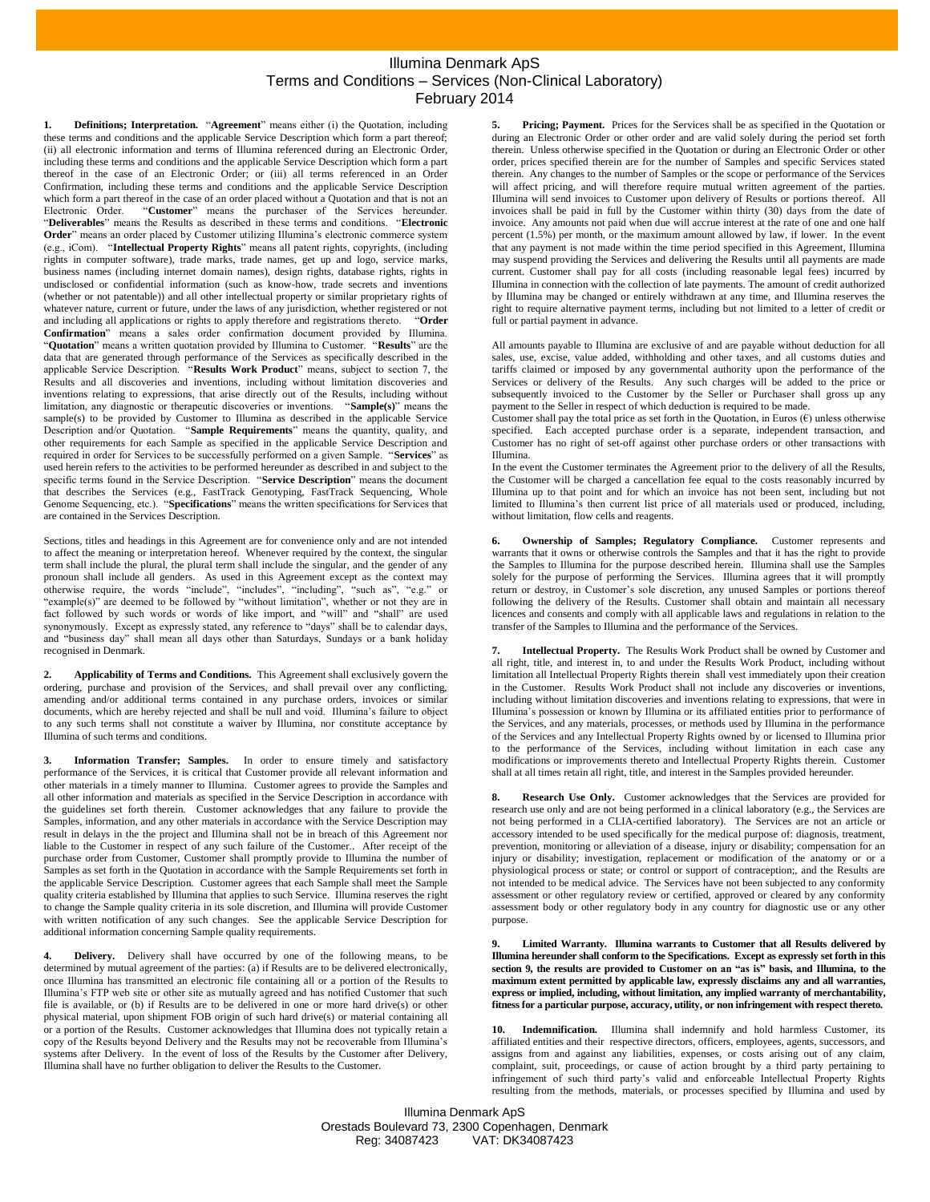# Illumina Denmark ApS
## Terms and Conditions – Services (Non-Clinical Laboratory)
### February 2014

**1. Definitions; Interpretation.** "**Agreement**" means either (i) the Quotation, including these terms and conditions and the applicable Service Description which form a part thereof; (ii) all electronic information and terms of Illumina referenced during an Electronic Order, including these terms and conditions and the applicable Service Description which form a part thereof in the case of an Electronic Order; or (iii) all terms referenced in an Order Confirmation, including these terms and conditions and the applicable Service Description which form a part thereof in the case of an order placed without a Quotation and that is not an Electronic Order. "**Customer**" means the purchaser of the Services hereunder. "**Deliverables**" means the Results as described in these terms and conditions. "**Electronic Order**" means an order placed by Customer utilizing Illumina's electronic commerce system (e.g., iCom). "**Intellectual Property Rights**" means all patent rights, copyrights, (including rights in computer software), trade marks, trade names, get up and logo, service marks, business names (including internet domain names), design rights, database rights, rights in undisclosed or confidential information (such as know-how, trade secrets and inventions (whether or not patentable)) and all other intellectual property or similar proprietary rights of whatever nature, current or future, under the laws of any jurisdiction, whether registered or not and including all applications or rights to apply therefore and registrations thereto. "**Order Confirmation**" means a sales order confirmation document provided by Illumina. "**Quotation**" means a written quotation provided by Illumina to Customer. "**Results**" are the data that are generated through performance of the Services as specifically described in the applicable Service Description. "**Results Work Product**" means, subject to section 7, the Results and all discoveries and inventions, including without limitation discoveries and inventions relating to expressions, that arise directly out of the Results, including without limitation, any diagnostic or therapeutic discoveries or inventions. "**Sample(s)**" means the sample(s) to be provided by Customer to Illumina as described in the applicable Service Description and/or Quotation. "**Sample Requirements**" means the quantity, quality, and other requirements for each Sample as specified in the applicable Service Description and required in order for Services to be successfully performed on a given Sample. "**Services**" as used herein refers to the activities to be performed hereunder as described in and subject to the specific terms found in the Service Description. "**Service Description**" means the document that describes the Services (e.g., FastTrack Genotyping, FastTrack Sequencing, Whole Genome Sequencing, etc.). "**Specifications**" means the written specifications for Services that are contained in the Services Description.

Sections, titles and headings in this Agreement are for convenience only and are not intended to affect the meaning or interpretation hereof. Whenever required by the context, the singular term shall include the plural, the plural term shall include the singular, and the gender of any pronoun shall include all genders. As used in this Agreement except as the context may otherwise require, the words "include", "includes", "including", "such as", "e.g." or "example(s)" are deemed to be followed by "without limitation", whether or not they are in fact followed by such words or words of like import, and "will" and "shall" are used synonymously. Except as expressly stated, any reference to "days" shall be to calendar days, and "business day" shall mean all days other than Saturdays, Sundays or a bank holiday recognised in Denmark.

**2. Applicability of Terms and Conditions.** This Agreement shall exclusively govern the ordering, purchase and provision of the Services, and shall prevail over any conflicting, amending and/or additional terms contained in any purchase orders, invoices or similar documents, which are hereby rejected and shall be null and void. Illumina's failure to object to any such terms shall not constitute a waiver by Illumina, nor constitute acceptance by Illumina of such terms and conditions.

**3. Information Transfer; Samples.** In order to ensure timely and satisfactory performance of the Services, it is critical that Customer provide all relevant information and other materials in a timely manner to Illumina. Customer agrees to provide the Samples and all other information and materials as specified in the Service Description in accordance with the guidelines set forth therein. Customer acknowledges that any failure to provide the Samples, information, and any other materials in accordance with the Service Description may result in delays in the project and Illumina shall not be in breach of this Agreement nor liable to the Customer in respect of any such failure of the Customer.. After receipt of the purchase order from Customer, Customer shall promptly provide to Illumina the number of Samples as set forth in the Quotation in accordance with the Sample Requirements set forth in the applicable Service Description. Customer agrees that each Sample shall meet the Sample quality criteria established by Illumina that applies to such Service. Illumina reserves the right to change the Sample quality criteria in its sole discretion, and Illumina will provide Customer with written notification of any such changes. See the applicable Service Description for additional information concerning Sample quality requirements.

**4. Delivery.** Delivery shall have occurred by one of the following means, to be determined by mutual agreement of the parties: (a) if Results are to be delivered electronically, once Illumina has transmitted an electronic file containing all or a portion of the Results to Illumina's FTP web site or other site as mutually agreed and has notified Customer that such file is available, or (b) if Results are to be delivered in one or more hard drive(s) or other physical material, upon shipment FOB origin of such hard drive(s) or material containing all or a portion of the Results. Customer acknowledges that Illumina does not typically retain a copy of the Results beyond Delivery and the Results may not be recoverable from Illumina's systems after Delivery. In the event of loss of the Results by the Customer after Delivery, Illumina shall have no further obligation to deliver the Results to the Customer.

**5. Pricing; Payment.** Prices for the Services shall be as specified in the Quotation or during an Electronic Order or other order and are valid solely during the period set forth therein. Unless otherwise specified in the Quotation or during an Electronic Order or other order, prices specified therein are for the number of Samples and specific Services stated therein. Any changes to the number of Samples or the scope or performance of the Services will affect pricing, and will therefore require mutual written agreement of the parties. Illumina will send invoices to Customer upon delivery of Results or portions thereof. All invoices shall be paid in full by the Customer within thirty (30) days from the date of invoice. Any amounts not paid when due will accrue interest at the rate of one and one half percent (1.5%) per month, or the maximum amount allowed by law, if lower. In the event that any payment is not made within the time period specified in this Agreement, Illumina may suspend providing the Services and delivering the Results until all payments are made current. Customer shall pay for all costs (including reasonable legal fees) incurred by Illumina in connection with the collection of late payments. The amount of credit authorized by Illumina may be changed or entirely withdrawn at any time, and Illumina reserves the right to require alternative payment terms, including but not limited to a letter of credit or full or partial payment in advance.

All amounts payable to Illumina are exclusive of and are payable without deduction for all sales, use, excise, value added, withholding and other taxes, and all customs duties and tariffs claimed or imposed by any governmental authority upon the performance of the Services or delivery of the Results. Any such charges will be added to the price or subsequently invoiced to the Customer by the Seller or Purchaser shall gross up any payment to the Seller in respect of which deduction is required to be made.

Customer shall pay the total price as set forth in the Quotation, in Euros (€) unless otherwise specified. Each accepted purchase order is a separate, independent transaction, and Customer has no right of set-off against other purchase orders or other transactions with Illumina.

In the event the Customer terminates the Agreement prior to the delivery of all the Results, the Customer will be charged a cancellation fee equal to the costs reasonably incurred by Illumina up to that point and for which an invoice has not been sent, including but not limited to Illumina's then current list price of all materials used or produced, including, without limitation, flow cells and reagents.

**6. Ownership of Samples; Regulatory Compliance.** Customer represents and warrants that it owns or otherwise controls the Samples and that it has the right to provide the Samples to Illumina for the purpose described herein. Illumina shall use the Samples solely for the purpose of performing the Services. Illumina agrees that it will promptly return or destroy, in Customer's sole discretion, any unused Samples or portions thereof following the delivery of the Results. Customer shall obtain and maintain all necessary licences and consents and comply with all applicable laws and regulations in relation to the transfer of the Samples to Illumina and the performance of the Services.

**7. Intellectual Property.** The Results Work Product shall be owned by Customer and all right, title, and interest in, to and under the Results Work Product, including without limitation all Intellectual Property Rights therein shall vest immediately upon their creation in the Customer. Results Work Product shall not include any discoveries or inventions, including without limitation discoveries and inventions relating to expressions, that were in Illumina's possession or known by Illumina or its affiliated entities prior to performance of the Services, and any materials, processes, or methods used by Illumina in the performance of the Services and any Intellectual Property Rights owned by or licensed to Illumina prior to the performance of the Services, including without limitation in each case any modifications or improvements thereto and Intellectual Property Rights therein. Customer shall at all times retain all right, title, and interest in the Samples provided hereunder.

**8. Research Use Only.** Customer acknowledges that the Services are provided for research use only and are not being performed in a clinical laboratory (e.g., the Services are not being performed in a CLIA-certified laboratory). The Services are not an article or accessory intended to be used specifically for the medical purpose of: diagnosis, treatment, prevention, monitoring or alleviation of a disease, injury or disability; compensation for an injury or disability; investigation, replacement or modification of the anatomy or or a physiological process or state; or control or support of contraception;, and the Results are not intended to be medical advice. The Services have not been subjected to any conformity assessment or other regulatory review or certified, approved or cleared by any conformity assessment body or other regulatory body in any country for diagnostic use or any other purpose.

**9. Limited Warranty. Illumina warrants to Customer that all Results delivered by Illumina hereunder shall conform to the Specifications. Except as expressly set forth in this section 9, the results are provided to Customer on an "as is" basis, and Illumina, to the maximum extent permitted by applicable law, expressly disclaims any and all warranties, express or implied, including, without limitation, any implied warranty of merchantability, fitness for a particular purpose, accuracy, utility, or non infringement with respect thereto.**

**10. Indemnification.** Illumina shall indemnify and hold harmless Customer, its affiliated entities and their respective directors, officers, employees, agents, successors, and assigns from and against any liabilities, expenses, or costs arising out of any claim, complaint, suit, proceedings, or cause of action brought by a third party pertaining to infringement of such third party's valid and enforceable Intellectual Property Rights resulting from the methods, materials, or processes specified by Illumina and used by

Illumina Denmark ApS
Orestads Boulevard 73, 2300 Copenhagen, Denmark
Reg: 34087423 VAT: DK34087423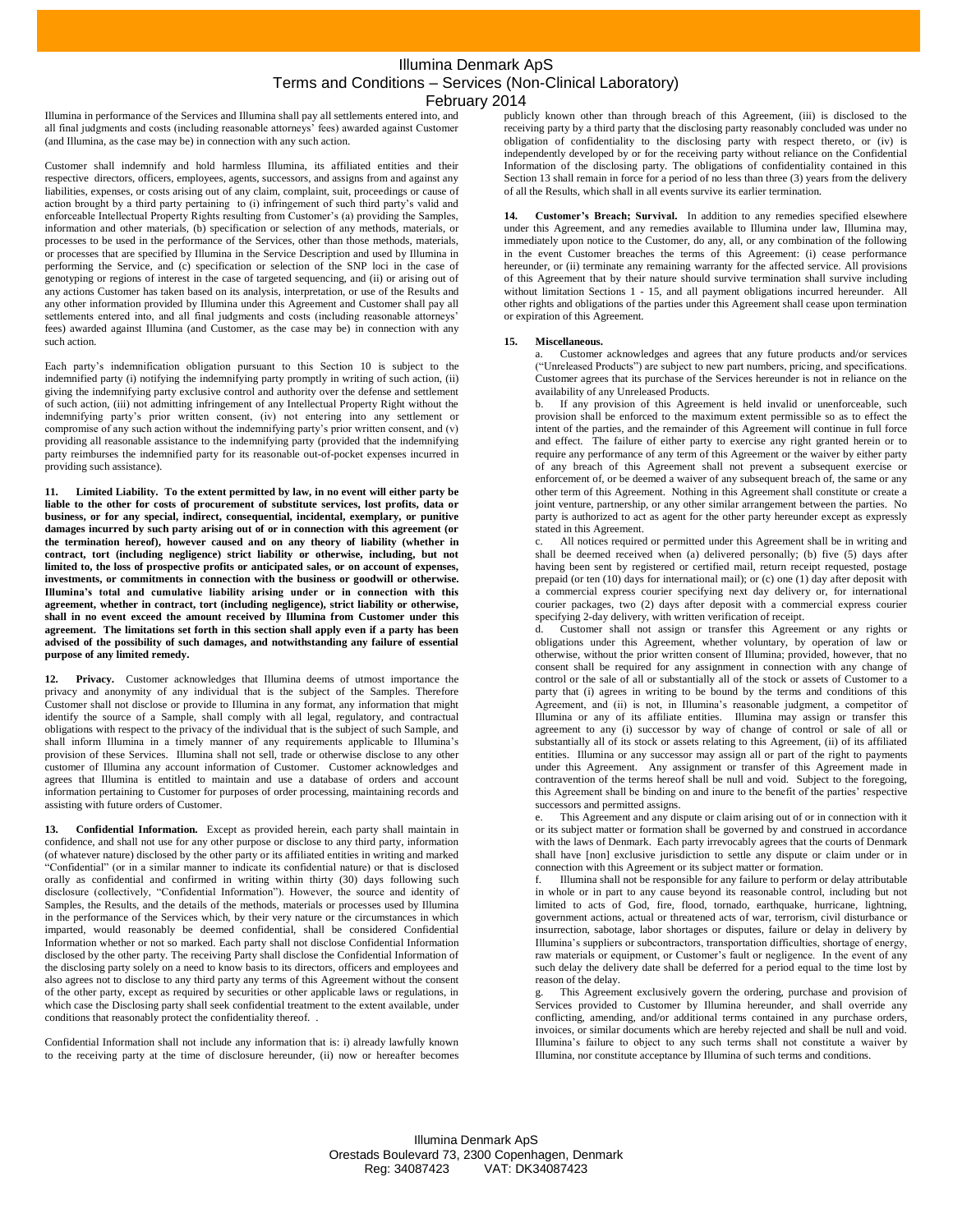Illumina in performance of the Services and Illumina shall pay all settlements entered into, and all final judgments and costs (including reasonable attorneys' fees) awarded against Customer (and Illumina, as the case may be) in connection with any such action.

Customer shall indemnify and hold harmless Illumina, its affiliated entities and their respective directors, officers, employees, agents, successors, and assigns from and against any liabilities, expenses, or costs arising out of any claim, complaint, suit, proceedings or cause of action brought by a third party pertaining to (i) infringement of such third party's valid and enforceable Intellectual Property Rights resulting from Customer's (a) providing the Samples, information and other materials, (b) specification or selection of any methods, materials, or processes to be used in the performance of the Services, other than those methods, materials, or processes that are specified by Illumina in the Service Description and used by Illumina in performing the Service, and (c) specification or selection of the SNP loci in the case of genotyping or regions of interest in the case of targeted sequencing, and (ii) or arising out of any actions Customer has taken based on its analysis, interpretation, or use of the Results and any other information provided by Illumina under this Agreement and Customer shall pay all settlements entered into, and all final judgments and costs (including reasonable attorneys' fees) awarded against Illumina (and Customer, as the case may be) in connection with any such action.

Each party's indemnification obligation pursuant to this Section 10 is subject to the indemnified party (i) notifying the indemnifying party promptly in writing of such action, (ii) giving the indemnifying party exclusive control and authority over the defense and settlement of such action, (iii) not admitting infringement of any Intellectual Property Right without the indemnifying party's prior written consent, (iv) not entering into any settlement or compromise of any such action without the indemnifying party's prior written consent, and (v) providing all reasonable assistance to the indemnifying party (provided that the indemnifying party reimburses the indemnified party for its reasonable out-of-pocket expenses incurred in providing such assistance).

**11. Limited Liability. To the extent permitted by law, in no event will either party be liable to the other for costs of procurement of substitute services, lost profits, data or business, or for any special, indirect, consequential, incidental, exemplary, or punitive damages incurred by such party arising out of or in connection with this agreement (or the termination hereof), however caused and on any theory of liability (whether in contract, tort (including negligence) strict liability or otherwise, including, but not limited to, the loss of prospective profits or anticipated sales, or on account of expenses, investments, or commitments in connection with the business or goodwill or otherwise. Illumina's total and cumulative liability arising under or in connection with this agreement, whether in contract, tort (including negligence), strict liability or otherwise, shall in no event exceed the amount received by Illumina from Customer under this agreement. The limitations set forth in this section shall apply even if a party has been advised of the possibility of such damages, and notwithstanding any failure of essential purpose of any limited remedy.**

**12. Privacy.** Customer acknowledges that Illumina deems of utmost importance the privacy and anonymity of any individual that is the subject of the Samples. Therefore Customer shall not disclose or provide to Illumina in any format, any information that might identify the source of a Sample, shall comply with all legal, regulatory, and contractual obligations with respect to the privacy of the individual that is the subject of such Sample, and shall inform Illumina in a timely manner of any requirements applicable to Illumina's provision of these Services. Illumina shall not sell, trade or otherwise disclose to any other customer of Illumina any account information of Customer. Customer acknowledges and agrees that Illumina is entitled to maintain and use a database of orders and account information pertaining to Customer for purposes of order processing, maintaining records and assisting with future orders of Customer.

**13. Confidential Information.** Except as provided herein, each party shall maintain in confidence, and shall not use for any other purpose or disclose to any third party, information (of whatever nature) disclosed by the other party or its affiliated entities in writing and marked "Confidential" (or in a similar manner to indicate its confidential nature) or that is disclosed orally as confidential and confirmed in writing within thirty (30) days following such disclosure (collectively, "Confidential Information"). However, the source and identity of Samples, the Results, and the details of the methods, materials or processes used by Illumina in the performance of the Services which, by their very nature or the circumstances in which imparted, would reasonably be deemed confidential, shall be considered Confidential Information whether or not so marked. Each party shall not disclose Confidential Information disclosed by the other party. The receiving Party shall disclose the Confidential Information of the disclosing party solely on a need to know basis to its directors, officers and employees and also agrees not to disclose to any third party any terms of this Agreement without the consent of the other party, except as required by securities or other applicable laws or regulations, in which case the Disclosing party shall seek confidential treatment to the extent available, under conditions that reasonably protect the confidentiality thereof. .

Confidential Information shall not include any information that is: i) already lawfully known to the receiving party at the time of disclosure hereunder, (ii) now or hereafter becomes publicly known other than through breach of this Agreement, (iii) is disclosed to the receiving party by a third party that the disclosing party reasonably concluded was under no obligation of confidentiality to the disclosing party with respect thereto, or (iv) is independently developed by or for the receiving party without reliance on the Confidential Information of the disclosing party. The obligations of confidentiality contained in this Section 13 shall remain in force for a period of no less than three (3) years from the delivery of all the Results, which shall in all events survive its earlier termination.

**14. Customer's Breach; Survival.** In addition to any remedies specified elsewhere under this Agreement, and any remedies available to Illumina under law, Illumina may, immediately upon notice to the Customer, do any, all, or any combination of the following in the event Customer breaches the terms of this Agreement: (i) cease performance hereunder, or (ii) terminate any remaining warranty for the affected service. All provisions of this Agreement that by their nature should survive termination shall survive including without limitation Sections 1 - 15, and all payment obligations incurred hereunder. All other rights and obligations of the parties under this Agreement shall cease upon termination or expiration of this Agreement.

**15. Miscellaneous.**

a. Customer acknowledges and agrees that any future products and/or services ("Unreleased Products") are subject to new part numbers, pricing, and specifications. Customer agrees that its purchase of the Services hereunder is not in reliance on the availability of any Unreleased Products.

b. If any provision of this Agreement is held invalid or unenforceable, such provision shall be enforced to the maximum extent permissible so as to effect the intent of the parties, and the remainder of this Agreement will continue in full force and effect. The failure of either party to exercise any right granted herein or to require any performance of any term of this Agreement or the waiver by either party of any breach of this Agreement shall not prevent a subsequent exercise or enforcement of, or be deemed a waiver of any subsequent breach of, the same or any other term of this Agreement. Nothing in this Agreement shall constitute or create a joint venture, partnership, or any other similar arrangement between the parties. No party is authorized to act as agent for the other party hereunder except as expressly stated in this Agreement.

c. All notices required or permitted under this Agreement shall be in writing and shall be deemed received when (a) delivered personally; (b) five (5) days after having been sent by registered or certified mail, return receipt requested, postage prepaid (or ten (10) days for international mail); or (c) one (1) day after deposit with a commercial express courier specifying next day delivery or, for international courier packages, two (2) days after deposit with a commercial express courier specifying 2-day delivery, with written verification of receipt.

d. Customer shall not assign or transfer this Agreement or any rights or obligations under this Agreement, whether voluntary, by operation of law or otherwise, without the prior written consent of Illumina; provided, however, that no consent shall be required for any assignment in connection with any change of control or the sale of all or substantially all of the stock or assets of Customer to a party that (i) agrees in writing to be bound by the terms and conditions of this Agreement, and (ii) is not, in Illumina's reasonable judgment, a competitor of Illumina or any of its affiliate entities. Illumina may assign or transfer this agreement to any (i) successor by way of change of control or sale of all or substantially all of its stock or assets relating to this Agreement, (ii) of its affiliated entities. Illumina or any successor may assign all or part of the right to payments under this Agreement. Any assignment or transfer of this Agreement made in contravention of the terms hereof shall be null and void. Subject to the foregoing, this Agreement shall be binding on and inure to the benefit of the parties' respective successors and permitted assigns.

e. This Agreement and any dispute or claim arising out of or in connection with it or its subject matter or formation shall be governed by and construed in accordance with the laws of Denmark. Each party irrevocably agrees that the courts of Denmark shall have [non] exclusive jurisdiction to settle any dispute or claim under or in connection with this Agreement or its subject matter or formation.

f. Illumina shall not be responsible for any failure to perform or delay attributable in whole or in part to any cause beyond its reasonable control, including but not limited to acts of God, fire, flood, tornado, earthquake, hurricane, lightning, government actions, actual or threatened acts of war, terrorism, civil disturbance or insurrection, sabotage, labor shortages or disputes, failure or delay in delivery by Illumina's suppliers or subcontractors, transportation difficulties, shortage of energy, raw materials or equipment, or Customer's fault or negligence. In the event of any such delay the delivery date shall be deferred for a period equal to the time lost by reason of the delay.

g. This Agreement exclusively govern the ordering, purchase and provision of Services provided to Customer by Illumina hereunder, and shall override any conflicting, amending, and/or additional terms contained in any purchase orders, invoices, or similar documents which are hereby rejected and shall be null and void. Illumina's failure to object to any such terms shall not constitute a waiver by Illumina, nor constitute acceptance by Illumina of such terms and conditions.